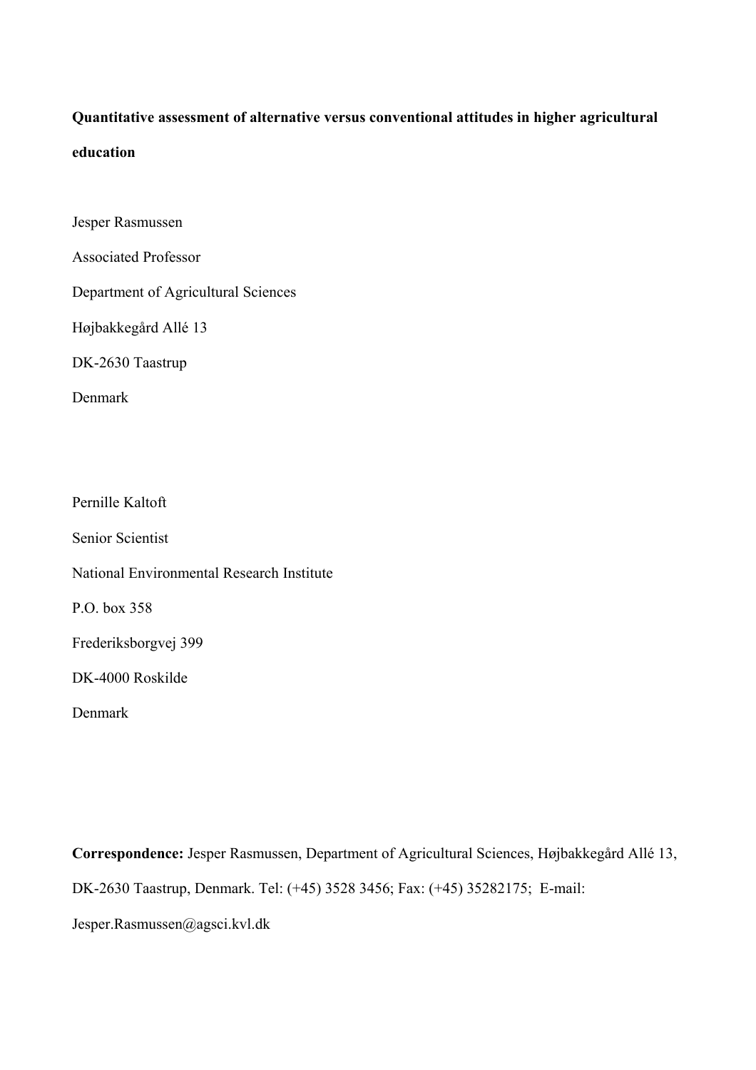# Quantitative assessment of alternative versus conventional attitudes in higher agricultural education

Jesper Rasmussen

Associated Professor

Department of Agricultural Sciences

Højbakkegård Allé 13

DK-2630 Taastrup

Denmark

Pernille Kaltoft

Senior Scientist

National Environmental Research Institute

P.O. box 358

Frederiksborgvej 399

DK-4000 Roskilde

Denmark

**Correspondence:** Jesper Rasmussen, Department of Agricultural Sciences, Højbakkegård Allé 13, DK-2630 Taastrup, Denmark. Tel: (+45) 3528 3456; Fax: (+45) 35282175; E-mail: Jesper.Rasmussen@agsci.kvl.dk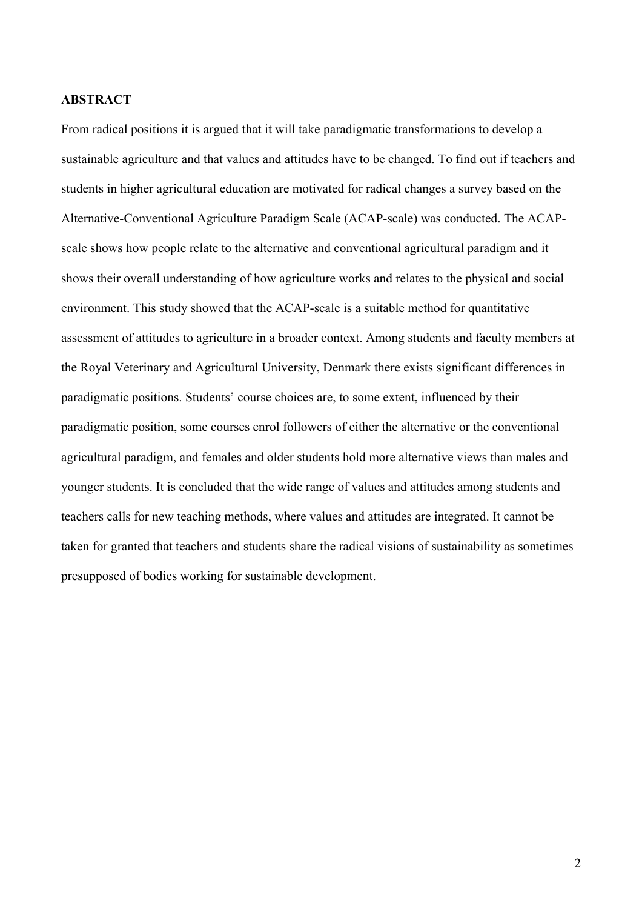**ABSTRACT**

From radical positions it is argued that it will take paradigmatic transformations to develop a sustainable agriculture and that values and attitudes have to be changed. To find out if teachers and students in higher agricultural education are motivated for radical changes a survey based on the Alternative-Conventional Agriculture Paradigm Scale (ACAP-scale) was conducted. The ACAP-scale shows how people relate to the alternative and conventional agricultural paradigm and it shows their overall understanding of how agriculture works and relates to the physical and social environment. This study showed that the ACAP-scale is a suitable method for quantitative assessment of attitudes to agriculture in a broader context. Among students and faculty members at the Royal Veterinary and Agricultural University, Denmark there exists significant differences in paradigmatic positions. Students' course choices are, to some extent, influenced by their paradigmatic position, some courses enrol followers of either the alternative or the conventional agricultural paradigm, and females and older students hold more alternative views than males and younger students. It is concluded that the wide range of values and attitudes among students and teachers calls for new teaching methods, where values and attitudes are integrated. It cannot be taken for granted that teachers and students share the radical visions of sustainability as sometimes presupposed of bodies working for sustainable development.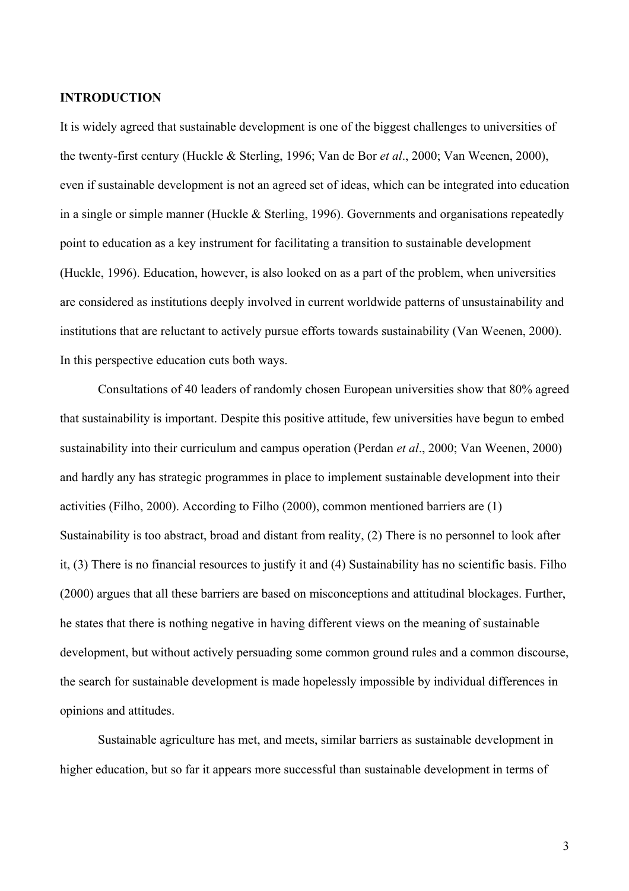## INTRODUCTION

It is widely agreed that sustainable development is one of the biggest challenges to universities of the twenty-first century (Huckle & Sterling, 1996; Van de Bor *et al*., 2000; Van Weenen, 2000), even if sustainable development is not an agreed set of ideas, which can be integrated into education in a single or simple manner (Huckle & Sterling, 1996). Governments and organisations repeatedly point to education as a key instrument for facilitating a transition to sustainable development (Huckle, 1996). Education, however, is also looked on as a part of the problem, when universities are considered as institutions deeply involved in current worldwide patterns of unsustainability and institutions that are reluctant to actively pursue efforts towards sustainability (Van Weenen, 2000). In this perspective education cuts both ways.

Consultations of 40 leaders of randomly chosen European universities show that 80% agreed that sustainability is important. Despite this positive attitude, few universities have begun to embed sustainability into their curriculum and campus operation (Perdan *et al*., 2000; Van Weenen, 2000) and hardly any has strategic programmes in place to implement sustainable development into their activities (Filho, 2000). According to Filho (2000), common mentioned barriers are (1) Sustainability is too abstract, broad and distant from reality, (2) There is no personnel to look after it, (3) There is no financial resources to justify it and (4) Sustainability has no scientific basis. Filho (2000) argues that all these barriers are based on misconceptions and attitudinal blockages. Further, he states that there is nothing negative in having different views on the meaning of sustainable development, but without actively persuading some common ground rules and a common discourse, the search for sustainable development is made hopelessly impossible by individual differences in opinions and attitudes.

Sustainable agriculture has met, and meets, similar barriers as sustainable development in higher education, but so far it appears more successful than sustainable development in terms of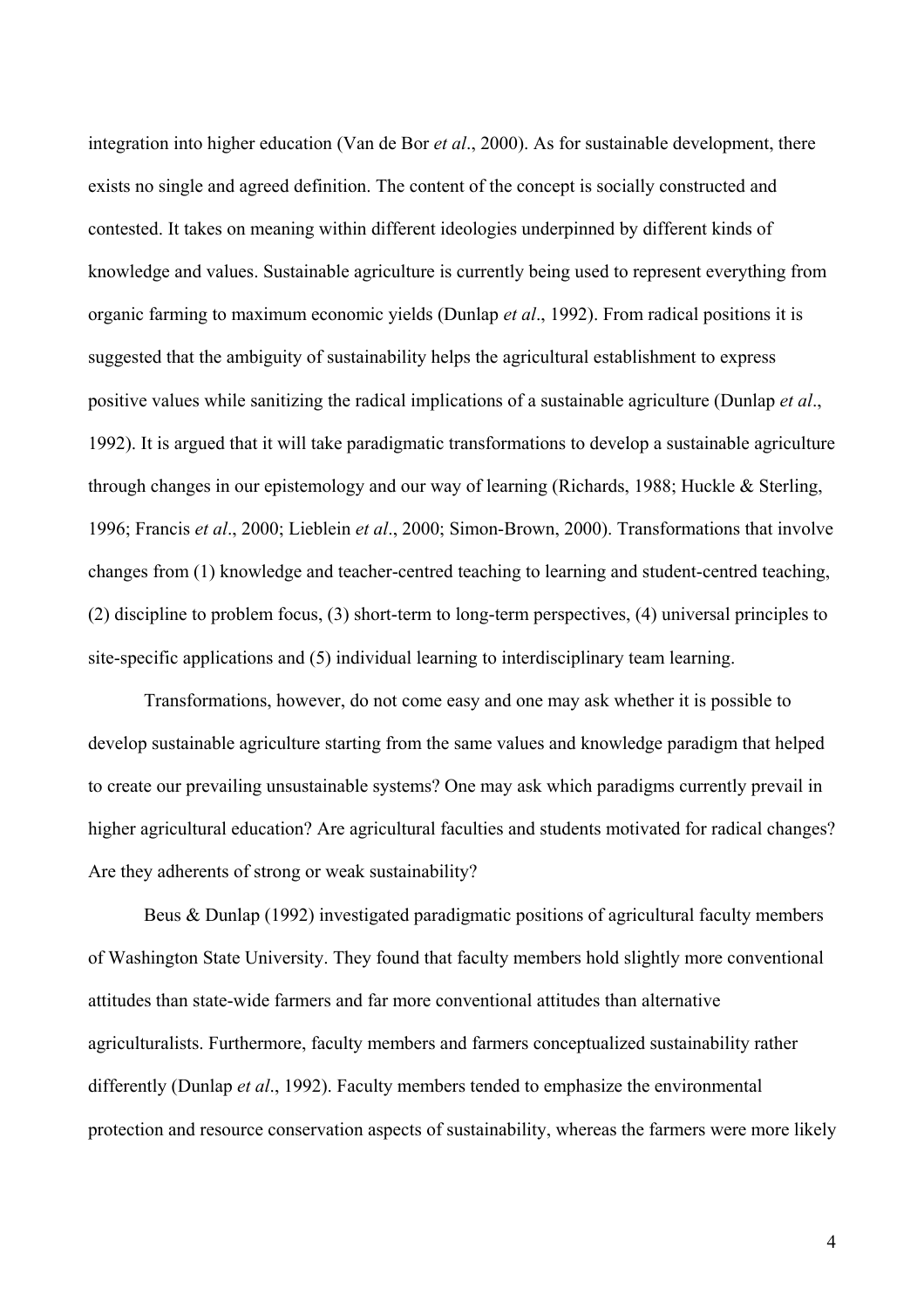integration into higher education (Van de Bor *et al*., 2000). As for sustainable development, there exists no single and agreed definition. The content of the concept is socially constructed and contested. It takes on meaning within different ideologies underpinned by different kinds of knowledge and values. Sustainable agriculture is currently being used to represent everything from organic farming to maximum economic yields (Dunlap *et al*., 1992). From radical positions it is suggested that the ambiguity of sustainability helps the agricultural establishment to express positive values while sanitizing the radical implications of a sustainable agriculture (Dunlap *et al*., 1992). It is argued that it will take paradigmatic transformations to develop a sustainable agriculture through changes in our epistemology and our way of learning (Richards, 1988; Huckle & Sterling, 1996; Francis *et al*., 2000; Lieblein *et al*., 2000; Simon-Brown, 2000). Transformations that involve changes from (1) knowledge and teacher-centred teaching to learning and student-centred teaching, (2) discipline to problem focus, (3) short-term to long-term perspectives, (4) universal principles to site-specific applications and (5) individual learning to interdisciplinary team learning.

Transformations, however, do not come easy and one may ask whether it is possible to develop sustainable agriculture starting from the same values and knowledge paradigm that helped to create our prevailing unsustainable systems? One may ask which paradigms currently prevail in higher agricultural education? Are agricultural faculties and students motivated for radical changes? Are they adherents of strong or weak sustainability?

Beus & Dunlap (1992) investigated paradigmatic positions of agricultural faculty members of Washington State University. They found that faculty members hold slightly more conventional attitudes than state-wide farmers and far more conventional attitudes than alternative agriculturalists. Furthermore, faculty members and farmers conceptualized sustainability rather differently (Dunlap *et al*., 1992). Faculty members tended to emphasize the environmental protection and resource conservation aspects of sustainability, whereas the farmers were more likely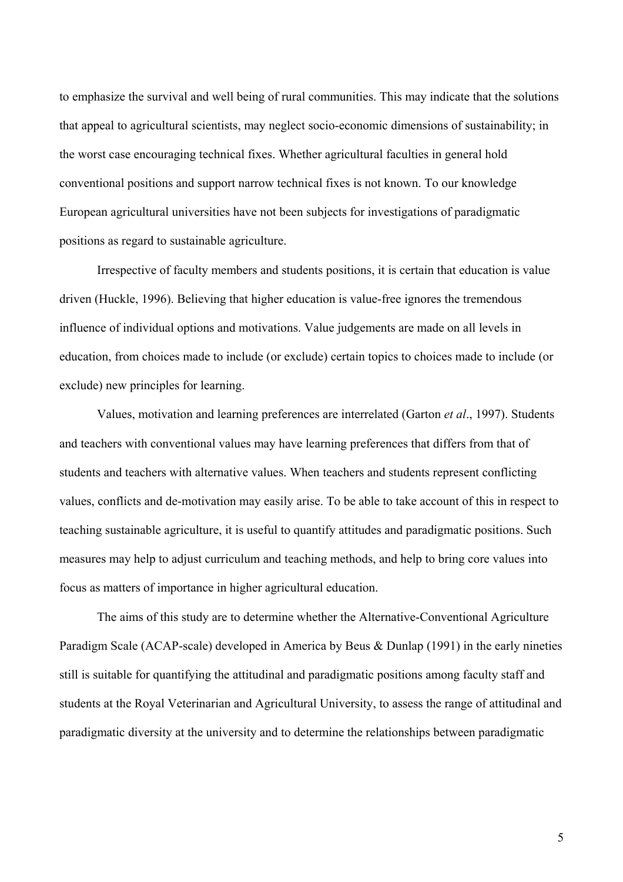to emphasize the survival and well being of rural communities. This may indicate that the solutions that appeal to agricultural scientists, may neglect socio-economic dimensions of sustainability; in the worst case encouraging technical fixes. Whether agricultural faculties in general hold conventional positions and support narrow technical fixes is not known. To our knowledge European agricultural universities have not been subjects for investigations of paradigmatic positions as regard to sustainable agriculture.

Irrespective of faculty members and students positions, it is certain that education is value driven (Huckle, 1996). Believing that higher education is value-free ignores the tremendous influence of individual options and motivations. Value judgements are made on all levels in education, from choices made to include (or exclude) certain topics to choices made to include (or exclude) new principles for learning.

Values, motivation and learning preferences are interrelated (Garton *et al*., 1997). Students and teachers with conventional values may have learning preferences that differs from that of students and teachers with alternative values. When teachers and students represent conflicting values, conflicts and de-motivation may easily arise. To be able to take account of this in respect to teaching sustainable agriculture, it is useful to quantify attitudes and paradigmatic positions. Such measures may help to adjust curriculum and teaching methods, and help to bring core values into focus as matters of importance in higher agricultural education.

The aims of this study are to determine whether the Alternative-Conventional Agriculture Paradigm Scale (ACAP-scale) developed in America by Beus & Dunlap (1991) in the early nineties still is suitable for quantifying the attitudinal and paradigmatic positions among faculty staff and students at the Royal Veterinarian and Agricultural University, to assess the range of attitudinal and paradigmatic diversity at the university and to determine the relationships between paradigmatic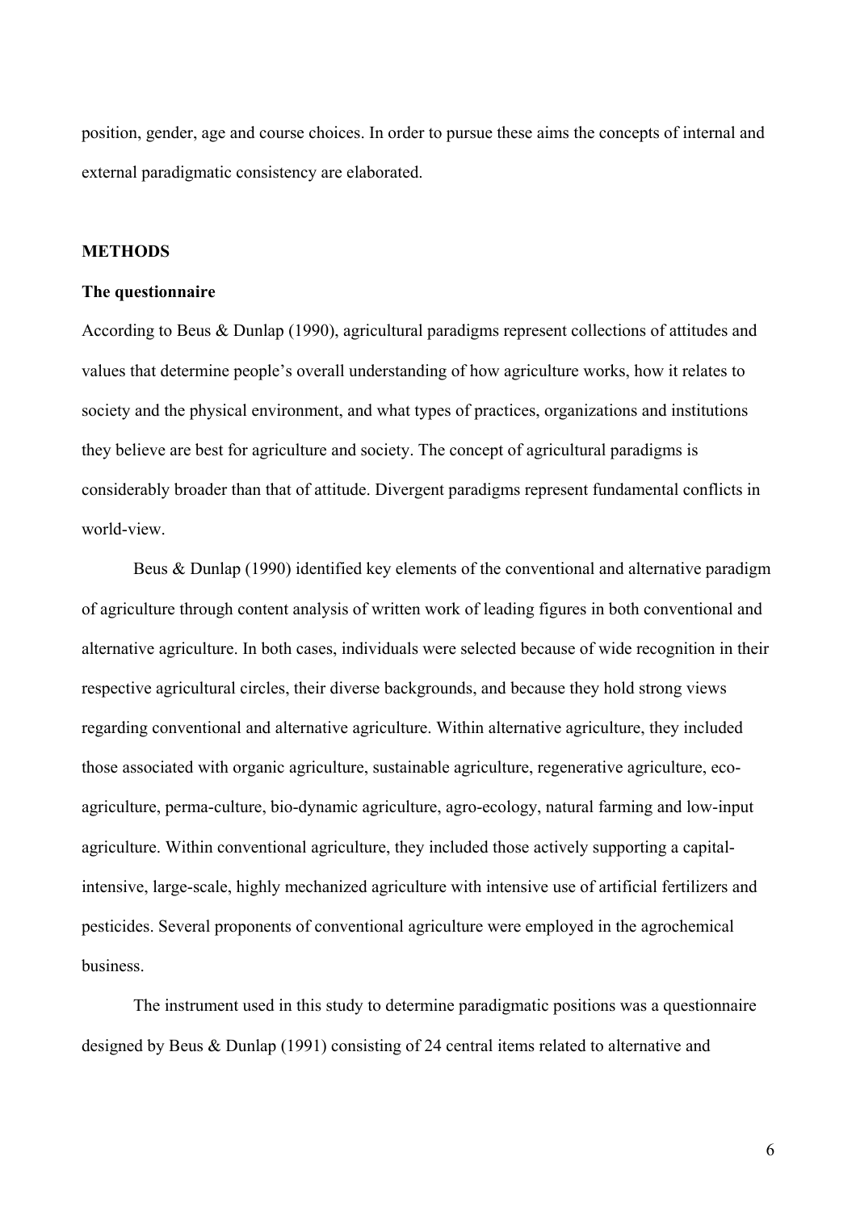position, gender, age and course choices. In order to pursue these aims the concepts of internal and external paradigmatic consistency are elaborated.

## METHODS

### The questionnaire

According to Beus & Dunlap (1990), agricultural paradigms represent collections of attitudes and values that determine people's overall understanding of how agriculture works, how it relates to society and the physical environment, and what types of practices, organizations and institutions they believe are best for agriculture and society. The concept of agricultural paradigms is considerably broader than that of attitude. Divergent paradigms represent fundamental conflicts in world-view.

Beus & Dunlap (1990) identified key elements of the conventional and alternative paradigm of agriculture through content analysis of written work of leading figures in both conventional and alternative agriculture. In both cases, individuals were selected because of wide recognition in their respective agricultural circles, their diverse backgrounds, and because they hold strong views regarding conventional and alternative agriculture. Within alternative agriculture, they included those associated with organic agriculture, sustainable agriculture, regenerative agriculture, eco-agriculture, perma-culture, bio-dynamic agriculture, agro-ecology, natural farming and low-input agriculture. Within conventional agriculture, they included those actively supporting a capital-intensive, large-scale, highly mechanized agriculture with intensive use of artificial fertilizers and pesticides. Several proponents of conventional agriculture were employed in the agrochemical business.

The instrument used in this study to determine paradigmatic positions was a questionnaire designed by Beus & Dunlap (1991) consisting of 24 central items related to alternative and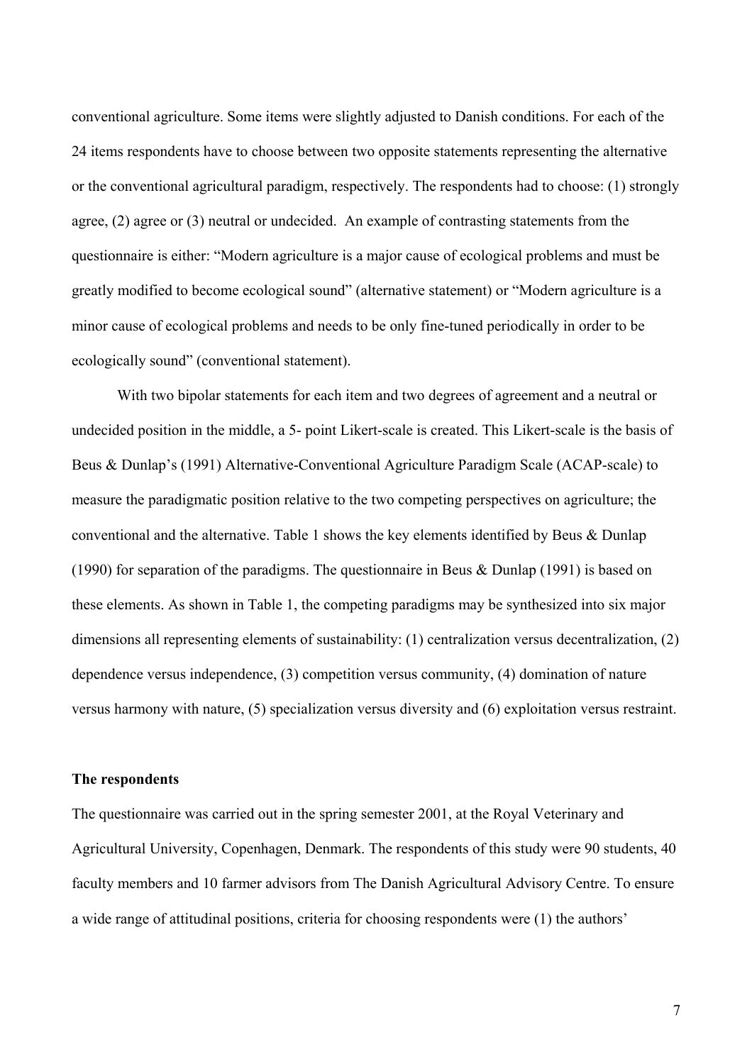conventional agriculture. Some items were slightly adjusted to Danish conditions. For each of the 24 items respondents have to choose between two opposite statements representing the alternative or the conventional agricultural paradigm, respectively. The respondents had to choose: (1) strongly agree, (2) agree or (3) neutral or undecided. An example of contrasting statements from the questionnaire is either: "Modern agriculture is a major cause of ecological problems and must be greatly modified to become ecological sound" (alternative statement) or "Modern agriculture is a minor cause of ecological problems and needs to be only fine-tuned periodically in order to be ecologically sound" (conventional statement).

With two bipolar statements for each item and two degrees of agreement and a neutral or undecided position in the middle, a 5- point Likert-scale is created. This Likert-scale is the basis of Beus & Dunlap's (1991) Alternative-Conventional Agriculture Paradigm Scale (ACAP-scale) to measure the paradigmatic position relative to the two competing perspectives on agriculture; the conventional and the alternative. Table 1 shows the key elements identified by Beus & Dunlap (1990) for separation of the paradigms. The questionnaire in Beus & Dunlap (1991) is based on these elements. As shown in Table 1, the competing paradigms may be synthesized into six major dimensions all representing elements of sustainability: (1) centralization versus decentralization, (2) dependence versus independence, (3) competition versus community, (4) domination of nature versus harmony with nature, (5) specialization versus diversity and (6) exploitation versus restraint.

**The respondents**

The questionnaire was carried out in the spring semester 2001, at the Royal Veterinary and Agricultural University, Copenhagen, Denmark. The respondents of this study were 90 students, 40 faculty members and 10 farmer advisors from The Danish Agricultural Advisory Centre. To ensure a wide range of attitudinal positions, criteria for choosing respondents were (1) the authors'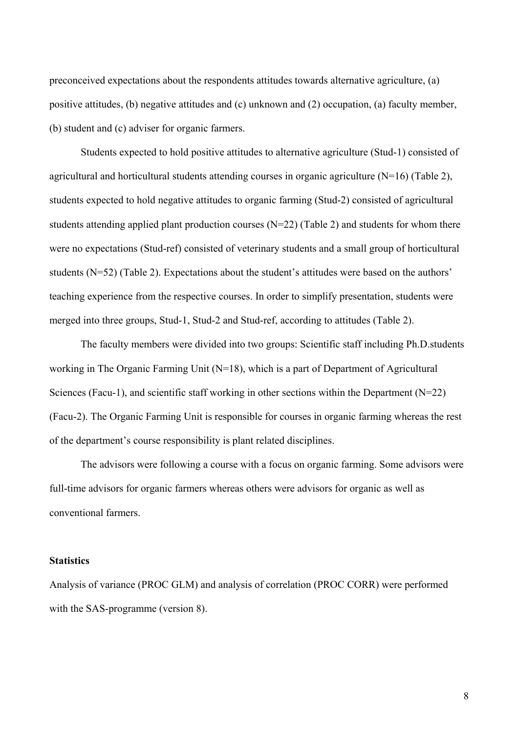preconceived expectations about the respondents attitudes towards alternative agriculture, (a) positive attitudes, (b) negative attitudes and (c) unknown and (2) occupation, (a) faculty member, (b) student and (c) adviser for organic farmers.

Students expected to hold positive attitudes to alternative agriculture (Stud-1) consisted of agricultural and horticultural students attending courses in organic agriculture (N=16) (Table 2), students expected to hold negative attitudes to organic farming (Stud-2) consisted of agricultural students attending applied plant production courses (N=22) (Table 2) and students for whom there were no expectations (Stud-ref) consisted of veterinary students and a small group of horticultural students (N=52) (Table 2). Expectations about the student's attitudes were based on the authors' teaching experience from the respective courses. In order to simplify presentation, students were merged into three groups, Stud-1, Stud-2 and Stud-ref, according to attitudes (Table 2).

The faculty members were divided into two groups: Scientific staff including Ph.D.students working in The Organic Farming Unit (N=18), which is a part of Department of Agricultural Sciences (Facu-1), and scientific staff working in other sections within the Department (N=22) (Facu-2). The Organic Farming Unit is responsible for courses in organic farming whereas the rest of the department's course responsibility is plant related disciplines.

The advisors were following a course with a focus on organic farming. Some advisors were full-time advisors for organic farmers whereas others were advisors for organic as well as conventional farmers.

**Statistics**

Analysis of variance (PROC GLM) and analysis of correlation (PROC CORR) were performed with the SAS-programme (version 8).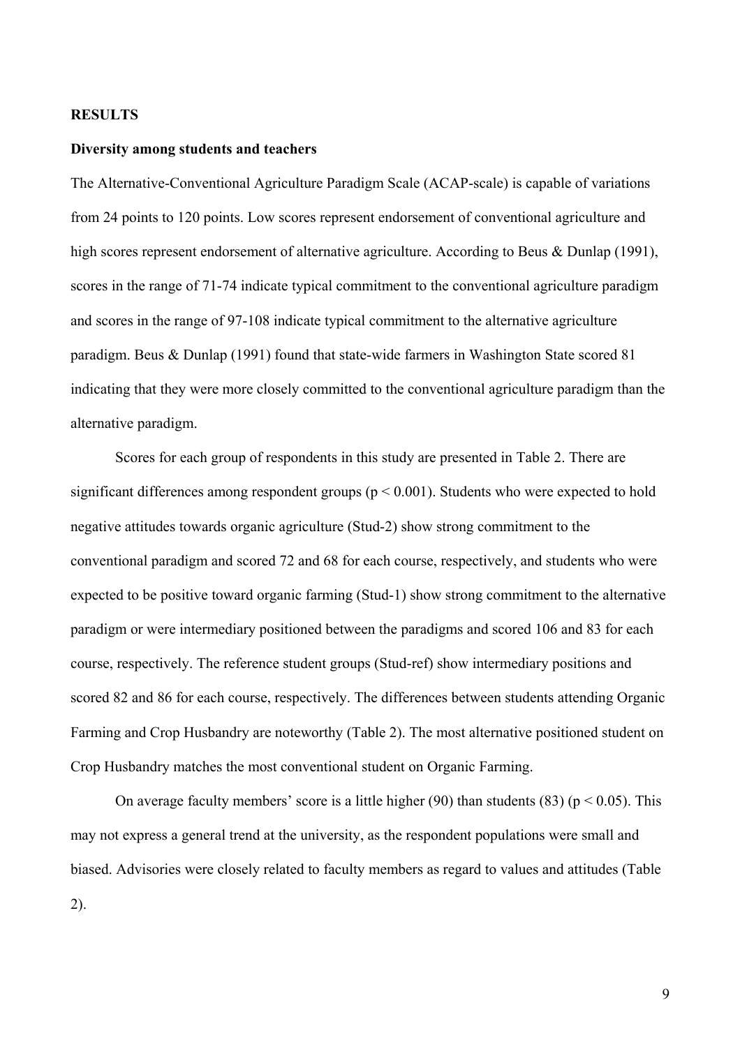## RESULTS

### Diversity among students and teachers

The Alternative-Conventional Agriculture Paradigm Scale (ACAP-scale) is capable of variations from 24 points to 120 points. Low scores represent endorsement of conventional agriculture and high scores represent endorsement of alternative agriculture. According to Beus & Dunlap (1991), scores in the range of 71-74 indicate typical commitment to the conventional agriculture paradigm and scores in the range of 97-108 indicate typical commitment to the alternative agriculture paradigm. Beus & Dunlap (1991) found that state-wide farmers in Washington State scored 81 indicating that they were more closely committed to the conventional agriculture paradigm than the alternative paradigm.

Scores for each group of respondents in this study are presented in Table 2. There are significant differences among respondent groups ($p < 0.001$). Students who were expected to hold negative attitudes towards organic agriculture (Stud-2) show strong commitment to the conventional paradigm and scored 72 and 68 for each course, respectively, and students who were expected to be positive toward organic farming (Stud-1) show strong commitment to the alternative paradigm or were intermediary positioned between the paradigms and scored 106 and 83 for each course, respectively. The reference student groups (Stud-ref) show intermediary positions and scored 82 and 86 for each course, respectively. The differences between students attending Organic Farming and Crop Husbandry are noteworthy (Table 2). The most alternative positioned student on Crop Husbandry matches the most conventional student on Organic Farming.

On average faculty members' score is a little higher (90) than students (83) ($p < 0.05$). This may not express a general trend at the university, as the respondent populations were small and biased. Advisories were closely related to faculty members as regard to values and attitudes (Table 2).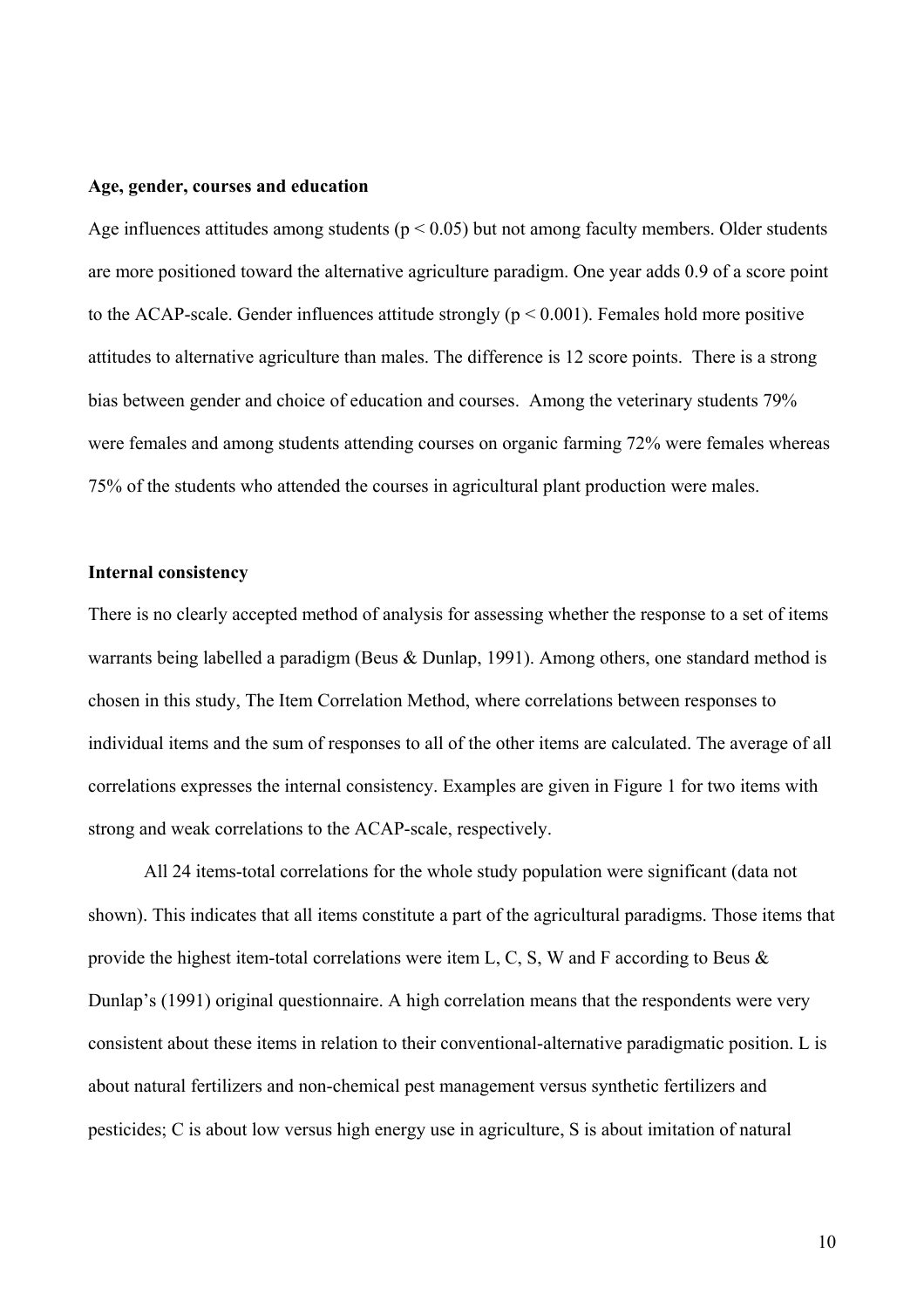**Age, gender, courses and education**

Age influences attitudes among students ($p < 0.05$) but not among faculty members. Older students are more positioned toward the alternative agriculture paradigm. One year adds 0.9 of a score point to the ACAP-scale. Gender influences attitude strongly ($p < 0.001$). Females hold more positive attitudes to alternative agriculture than males. The difference is 12 score points. There is a strong bias between gender and choice of education and courses. Among the veterinary students 79% were females and among students attending courses on organic farming 72% were females whereas 75% of the students who attended the courses in agricultural plant production were males.

**Internal consistency**

There is no clearly accepted method of analysis for assessing whether the response to a set of items warrants being labelled a paradigm (Beus & Dunlap, 1991). Among others, one standard method is chosen in this study, The Item Correlation Method, where correlations between responses to individual items and the sum of responses to all of the other items are calculated. The average of all correlations expresses the internal consistency. Examples are given in Figure 1 for two items with strong and weak correlations to the ACAP-scale, respectively.

All 24 items-total correlations for the whole study population were significant (data not shown). This indicates that all items constitute a part of the agricultural paradigms. Those items that provide the highest item-total correlations were item L, C, S, W and F according to Beus & Dunlap's (1991) original questionnaire. A high correlation means that the respondents were very consistent about these items in relation to their conventional-alternative paradigmatic position. L is about natural fertilizers and non-chemical pest management versus synthetic fertilizers and pesticides; C is about low versus high energy use in agriculture, S is about imitation of natural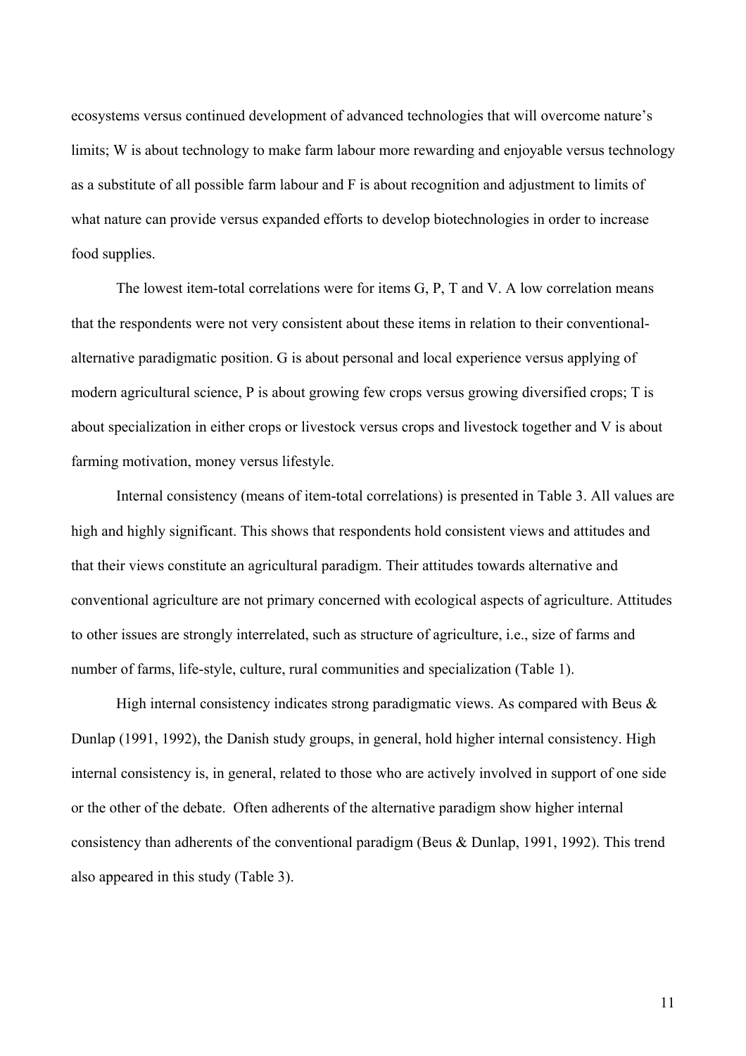ecosystems versus continued development of advanced technologies that will overcome nature's limits; W is about technology to make farm labour more rewarding and enjoyable versus technology as a substitute of all possible farm labour and F is about recognition and adjustment to limits of what nature can provide versus expanded efforts to develop biotechnologies in order to increase food supplies.

The lowest item-total correlations were for items G, P, T and V. A low correlation means that the respondents were not very consistent about these items in relation to their conventional-alternative paradigmatic position. G is about personal and local experience versus applying of modern agricultural science, P is about growing few crops versus growing diversified crops; T is about specialization in either crops or livestock versus crops and livestock together and V is about farming motivation, money versus lifestyle.

Internal consistency (means of item-total correlations) is presented in Table 3. All values are high and highly significant. This shows that respondents hold consistent views and attitudes and that their views constitute an agricultural paradigm. Their attitudes towards alternative and conventional agriculture are not primary concerned with ecological aspects of agriculture. Attitudes to other issues are strongly interrelated, such as structure of agriculture, i.e., size of farms and number of farms, life-style, culture, rural communities and specialization (Table 1).

High internal consistency indicates strong paradigmatic views. As compared with Beus & Dunlap (1991, 1992), the Danish study groups, in general, hold higher internal consistency. High internal consistency is, in general, related to those who are actively involved in support of one side or the other of the debate. Often adherents of the alternative paradigm show higher internal consistency than adherents of the conventional paradigm (Beus & Dunlap, 1991, 1992). This trend also appeared in this study (Table 3).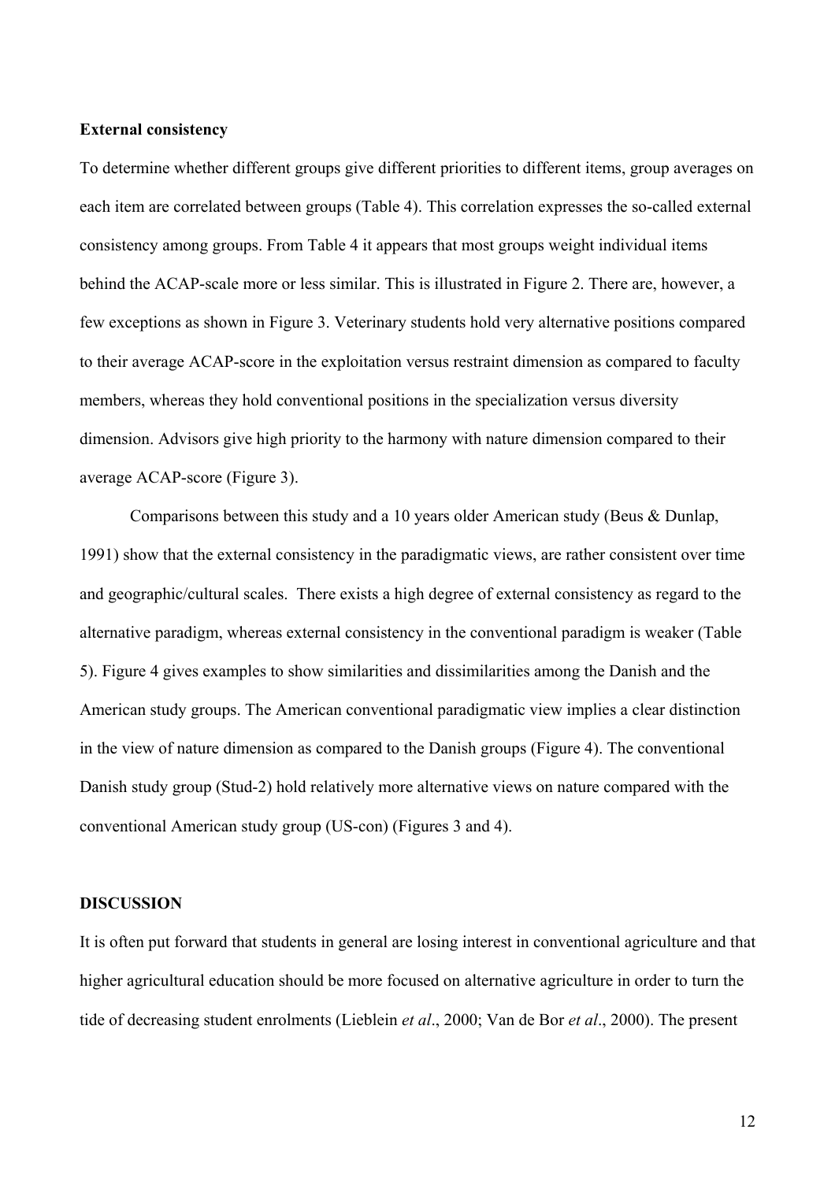**External consistency**

To determine whether different groups give different priorities to different items, group averages on each item are correlated between groups (Table 4). This correlation expresses the so-called external consistency among groups. From Table 4 it appears that most groups weight individual items behind the ACAP-scale more or less similar. This is illustrated in Figure 2. There are, however, a few exceptions as shown in Figure 3. Veterinary students hold very alternative positions compared to their average ACAP-score in the exploitation versus restraint dimension as compared to faculty members, whereas they hold conventional positions in the specialization versus diversity dimension. Advisors give high priority to the harmony with nature dimension compared to their average ACAP-score (Figure 3).

Comparisons between this study and a 10 years older American study (Beus & Dunlap, 1991) show that the external consistency in the paradigmatic views, are rather consistent over time and geographic/cultural scales. There exists a high degree of external consistency as regard to the alternative paradigm, whereas external consistency in the conventional paradigm is weaker (Table 5). Figure 4 gives examples to show similarities and dissimilarities among the Danish and the American study groups. The American conventional paradigmatic view implies a clear distinction in the view of nature dimension as compared to the Danish groups (Figure 4). The conventional Danish study group (Stud-2) hold relatively more alternative views on nature compared with the conventional American study group (US-con) (Figures 3 and 4).

**DISCUSSION**

It is often put forward that students in general are losing interest in conventional agriculture and that higher agricultural education should be more focused on alternative agriculture in order to turn the tide of decreasing student enrolments (Lieblein *et al*., 2000; Van de Bor *et al*., 2000). The present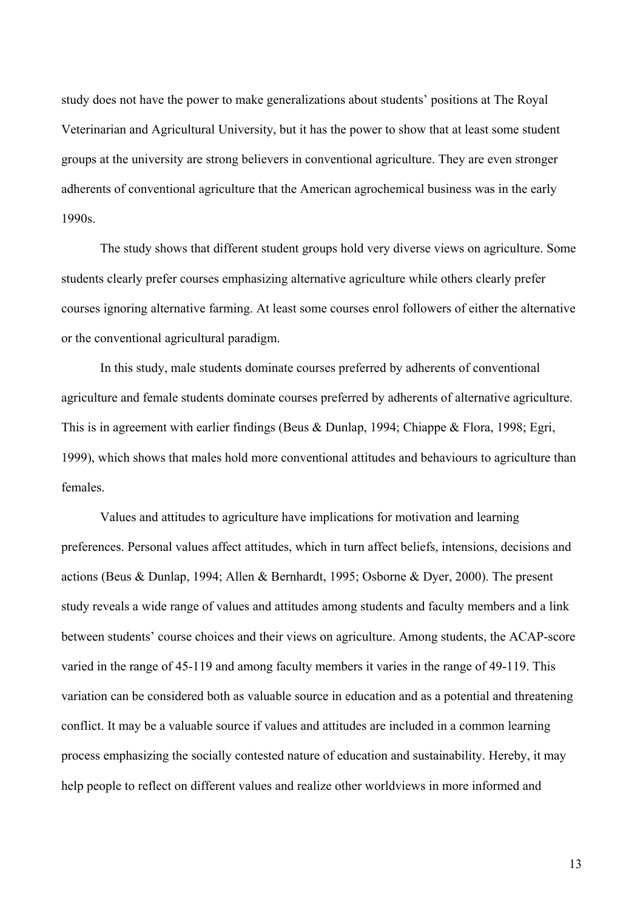study does not have the power to make generalizations about students' positions at The Royal Veterinarian and Agricultural University, but it has the power to show that at least some student groups at the university are strong believers in conventional agriculture. They are even stronger adherents of conventional agriculture that the American agrochemical business was in the early 1990s.

The study shows that different student groups hold very diverse views on agriculture. Some students clearly prefer courses emphasizing alternative agriculture while others clearly prefer courses ignoring alternative farming. At least some courses enrol followers of either the alternative or the conventional agricultural paradigm.

In this study, male students dominate courses preferred by adherents of conventional agriculture and female students dominate courses preferred by adherents of alternative agriculture. This is in agreement with earlier findings (Beus & Dunlap, 1994; Chiappe & Flora, 1998; Egri, 1999), which shows that males hold more conventional attitudes and behaviours to agriculture than females.

Values and attitudes to agriculture have implications for motivation and learning preferences. Personal values affect attitudes, which in turn affect beliefs, intensions, decisions and actions (Beus & Dunlap, 1994; Allen & Bernhardt, 1995; Osborne & Dyer, 2000). The present study reveals a wide range of values and attitudes among students and faculty members and a link between students' course choices and their views on agriculture. Among students, the ACAP-score varied in the range of 45-119 and among faculty members it varies in the range of 49-119. This variation can be considered both as valuable source in education and as a potential and threatening conflict. It may be a valuable source if values and attitudes are included in a common learning process emphasizing the socially contested nature of education and sustainability. Hereby, it may help people to reflect on different values and realize other worldviews in more informed and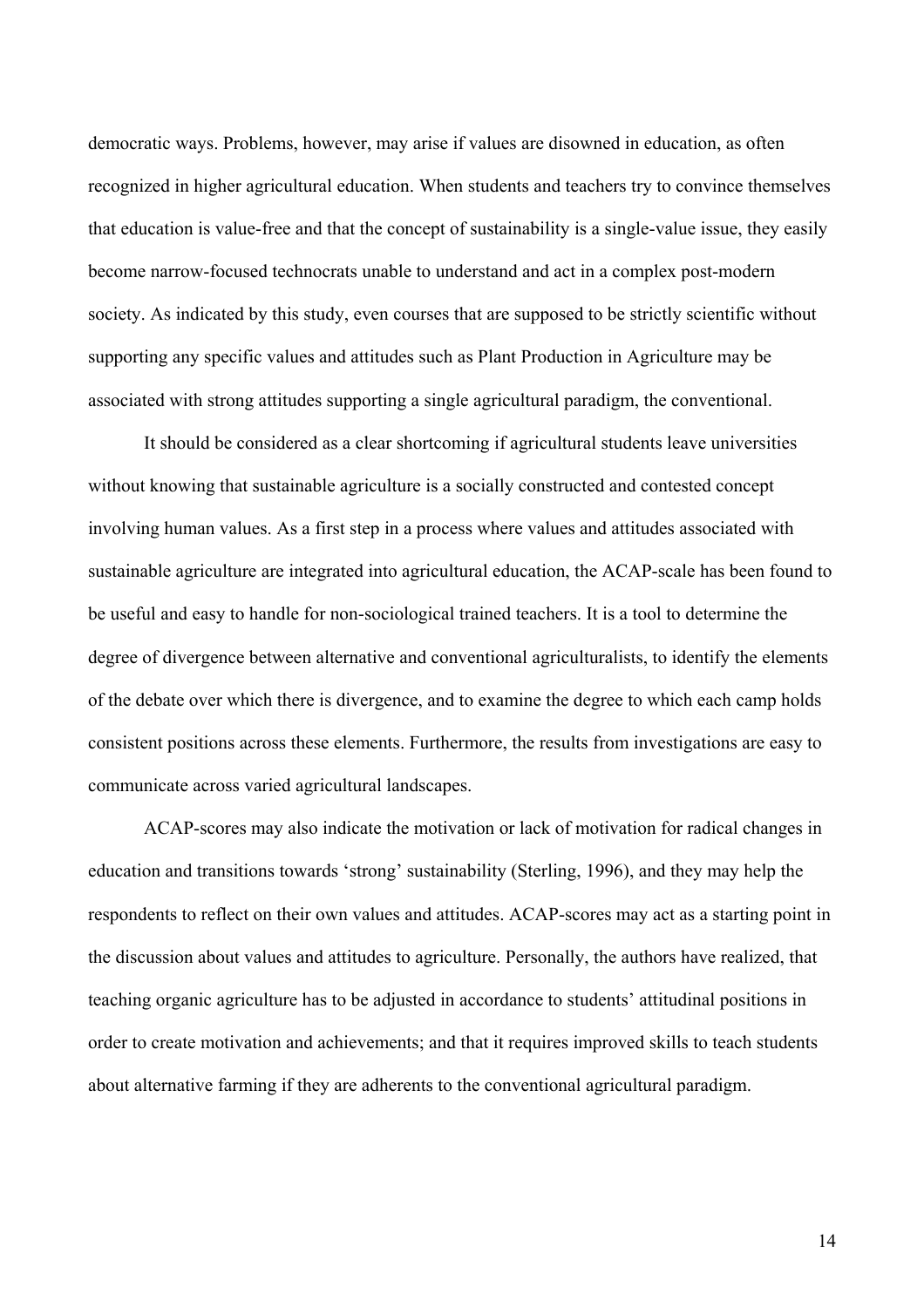democratic ways. Problems, however, may arise if values are disowned in education, as often recognized in higher agricultural education. When students and teachers try to convince themselves that education is value-free and that the concept of sustainability is a single-value issue, they easily become narrow-focused technocrats unable to understand and act in a complex post-modern society. As indicated by this study, even courses that are supposed to be strictly scientific without supporting any specific values and attitudes such as Plant Production in Agriculture may be associated with strong attitudes supporting a single agricultural paradigm, the conventional.

It should be considered as a clear shortcoming if agricultural students leave universities without knowing that sustainable agriculture is a socially constructed and contested concept involving human values. As a first step in a process where values and attitudes associated with sustainable agriculture are integrated into agricultural education, the ACAP-scale has been found to be useful and easy to handle for non-sociological trained teachers. It is a tool to determine the degree of divergence between alternative and conventional agriculturalists, to identify the elements of the debate over which there is divergence, and to examine the degree to which each camp holds consistent positions across these elements. Furthermore, the results from investigations are easy to communicate across varied agricultural landscapes.

ACAP-scores may also indicate the motivation or lack of motivation for radical changes in education and transitions towards 'strong' sustainability (Sterling, 1996), and they may help the respondents to reflect on their own values and attitudes. ACAP-scores may act as a starting point in the discussion about values and attitudes to agriculture. Personally, the authors have realized, that teaching organic agriculture has to be adjusted in accordance to students' attitudinal positions in order to create motivation and achievements; and that it requires improved skills to teach students about alternative farming if they are adherents to the conventional agricultural paradigm.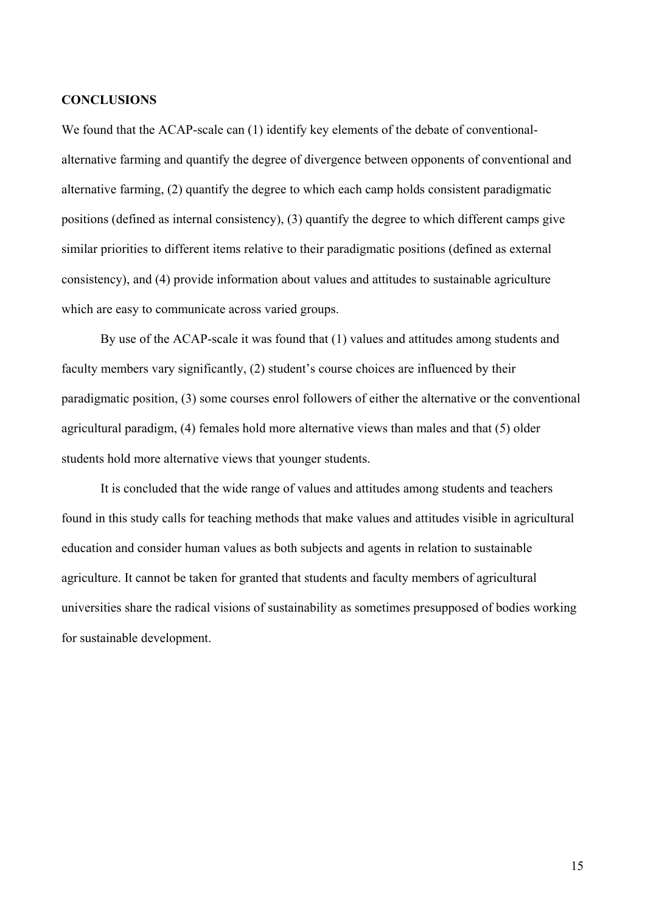**CONCLUSIONS**

We found that the ACAP-scale can (1) identify key elements of the debate of conventional-alternative farming and quantify the degree of divergence between opponents of conventional and alternative farming, (2) quantify the degree to which each camp holds consistent paradigmatic positions (defined as internal consistency), (3) quantify the degree to which different camps give similar priorities to different items relative to their paradigmatic positions (defined as external consistency), and (4) provide information about values and attitudes to sustainable agriculture which are easy to communicate across varied groups.

By use of the ACAP-scale it was found that (1) values and attitudes among students and faculty members vary significantly, (2) student's course choices are influenced by their paradigmatic position, (3) some courses enrol followers of either the alternative or the conventional agricultural paradigm, (4) females hold more alternative views than males and that (5) older students hold more alternative views that younger students.

It is concluded that the wide range of values and attitudes among students and teachers found in this study calls for teaching methods that make values and attitudes visible in agricultural education and consider human values as both subjects and agents in relation to sustainable agriculture. It cannot be taken for granted that students and faculty members of agricultural universities share the radical visions of sustainability as sometimes presupposed of bodies working for sustainable development.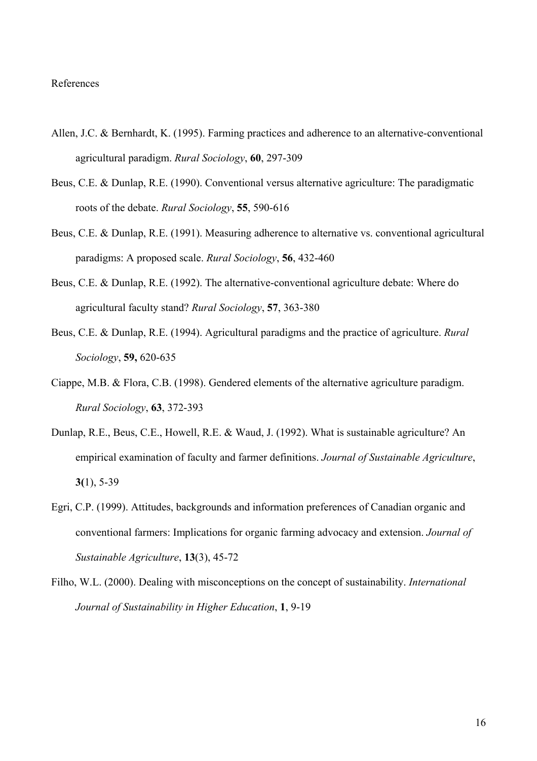# References

Allen, J.C. & Bernhardt, K. (1995). Farming practices and adherence to an alternative-conventional agricultural paradigm. *Rural Sociology*, **60**, 297-309

Beus, C.E. & Dunlap, R.E. (1990). Conventional versus alternative agriculture: The paradigmatic roots of the debate. *Rural Sociology*, **55**, 590-616

Beus, C.E. & Dunlap, R.E. (1991). Measuring adherence to alternative vs. conventional agricultural paradigms: A proposed scale. *Rural Sociology*, **56**, 432-460

Beus, C.E. & Dunlap, R.E. (1992). The alternative-conventional agriculture debate: Where do agricultural faculty stand? *Rural Sociology*, **57**, 363-380

Beus, C.E. & Dunlap, R.E. (1994). Agricultural paradigms and the practice of agriculture. *Rural Sociology*, **59,** 620-635

Ciappe, M.B. & Flora, C.B. (1998). Gendered elements of the alternative agriculture paradigm. *Rural Sociology*, **63**, 372-393

Dunlap, R.E., Beus, C.E., Howell, R.E. & Waud, J. (1992). What is sustainable agriculture? An empirical examination of faculty and farmer definitions. *Journal of Sustainable Agriculture*, **3(**1), 5-39

Egri, C.P. (1999). Attitudes, backgrounds and information preferences of Canadian organic and conventional farmers: Implications for organic farming advocacy and extension. *Journal of Sustainable Agriculture*, **13**(3), 45-72

Filho, W.L. (2000). Dealing with misconceptions on the concept of sustainability. *International Journal of Sustainability in Higher Education*, **1**, 9-19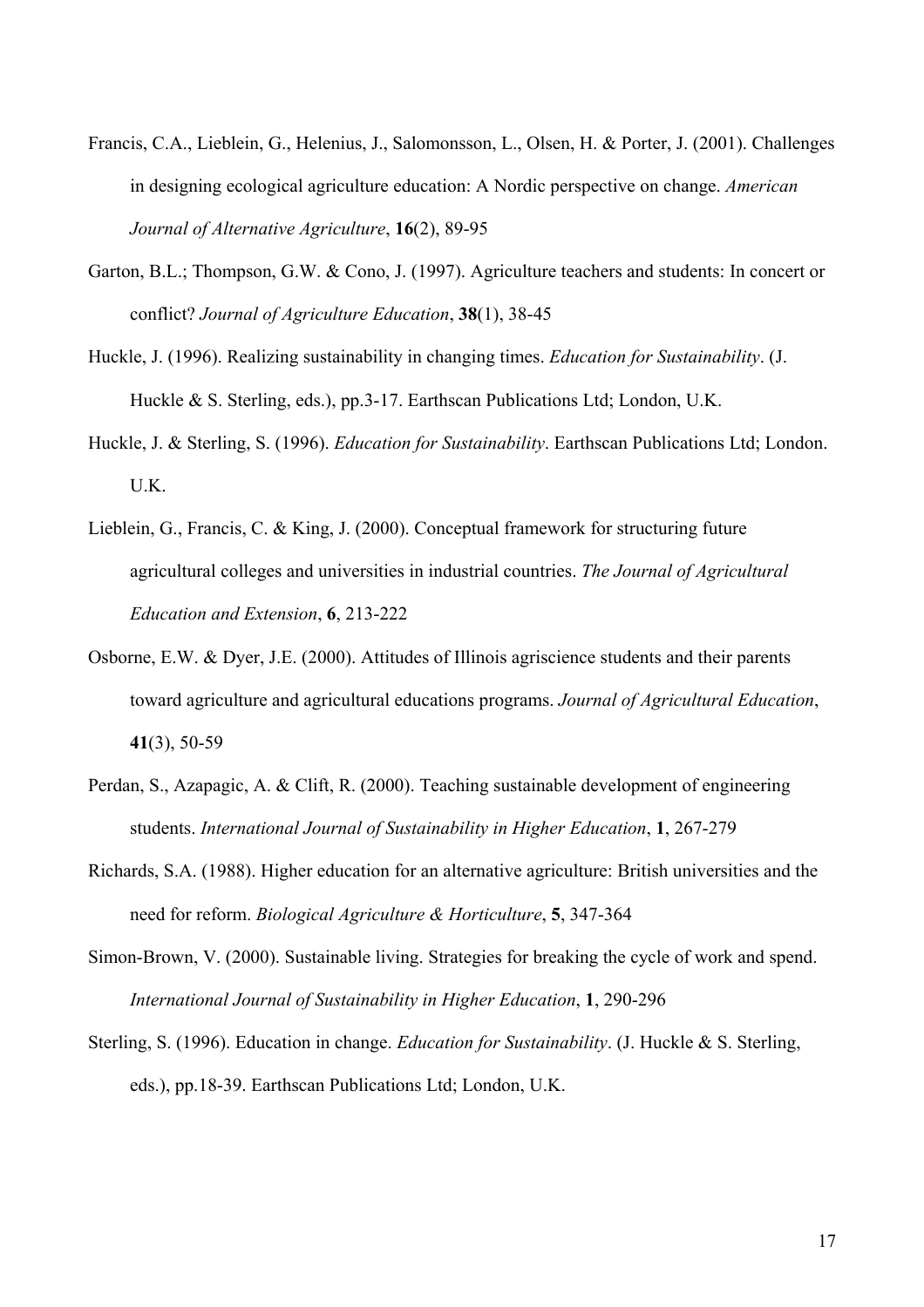Francis, C.A., Lieblein, G., Helenius, J., Salomonsson, L., Olsen, H. & Porter, J. (2001). Challenges in designing ecological agriculture education: A Nordic perspective on change. *American Journal of Alternative Agriculture*, **16**(2), 89-95

Garton, B.L.; Thompson, G.W. & Cono, J. (1997). Agriculture teachers and students: In concert or conflict? *Journal of Agriculture Education*, **38**(1), 38-45

Huckle, J. (1996). Realizing sustainability in changing times. *Education for Sustainability*. (J. Huckle & S. Sterling, eds.), pp.3-17. Earthscan Publications Ltd; London, U.K.

Huckle, J. & Sterling, S. (1996). *Education for Sustainability*. Earthscan Publications Ltd; London. U.K.

Lieblein, G., Francis, C. & King, J. (2000). Conceptual framework for structuring future agricultural colleges and universities in industrial countries. *The Journal of Agricultural Education and Extension*, **6**, 213-222

Osborne, E.W. & Dyer, J.E. (2000). Attitudes of Illinois agriscience students and their parents toward agriculture and agricultural educations programs. *Journal of Agricultural Education*, **41**(3), 50-59

Perdan, S., Azapagic, A. & Clift, R. (2000). Teaching sustainable development of engineering students. *International Journal of Sustainability in Higher Education*, **1**, 267-279

Richards, S.A. (1988). Higher education for an alternative agriculture: British universities and the need for reform. *Biological Agriculture & Horticulture*, **5**, 347-364

Simon-Brown, V. (2000). Sustainable living. Strategies for breaking the cycle of work and spend. *International Journal of Sustainability in Higher Education*, **1**, 290-296

Sterling, S. (1996). Education in change. *Education for Sustainability*. (J. Huckle & S. Sterling, eds.), pp.18-39. Earthscan Publications Ltd; London, U.K.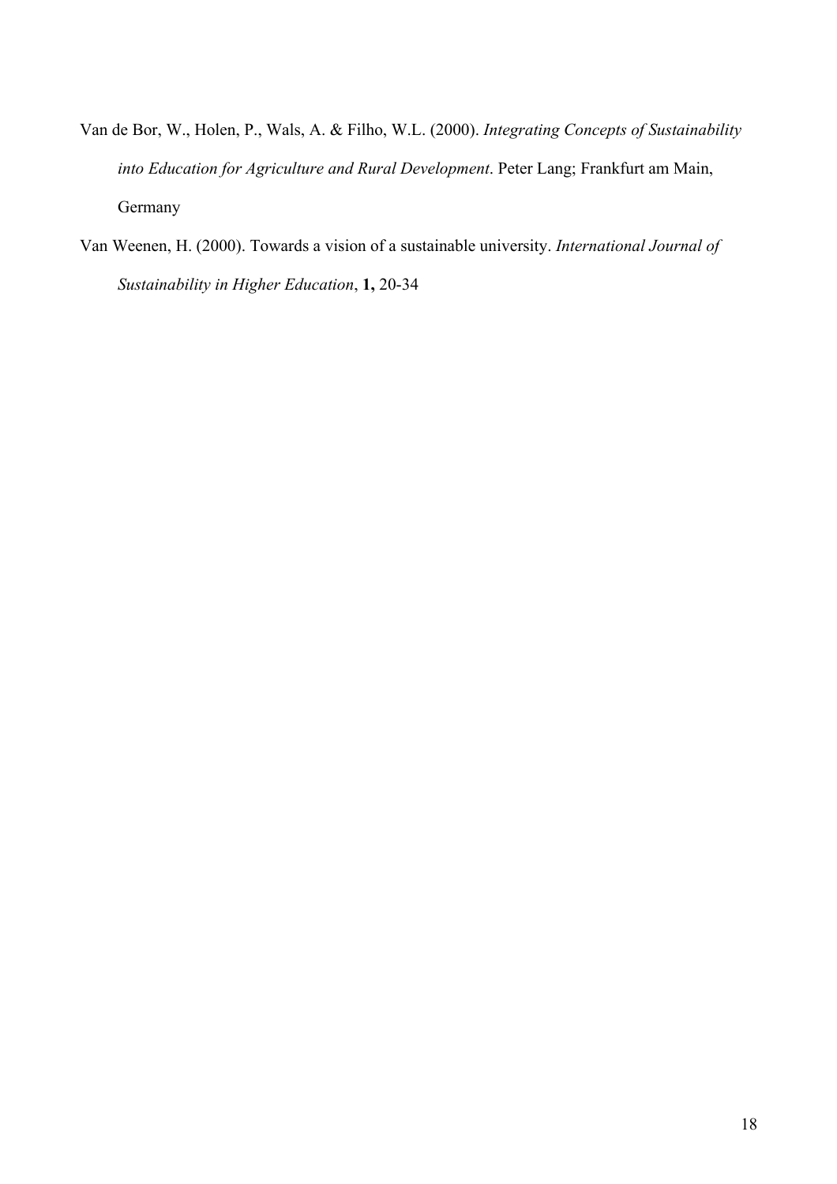Van de Bor, W., Holen, P., Wals, A. & Filho, W.L. (2000). *Integrating Concepts of Sustainability into Education for Agriculture and Rural Development*. Peter Lang; Frankfurt am Main, Germany

Van Weenen, H. (2000). Towards a vision of a sustainable university. *International Journal of Sustainability in Higher Education*, **1,** 20-34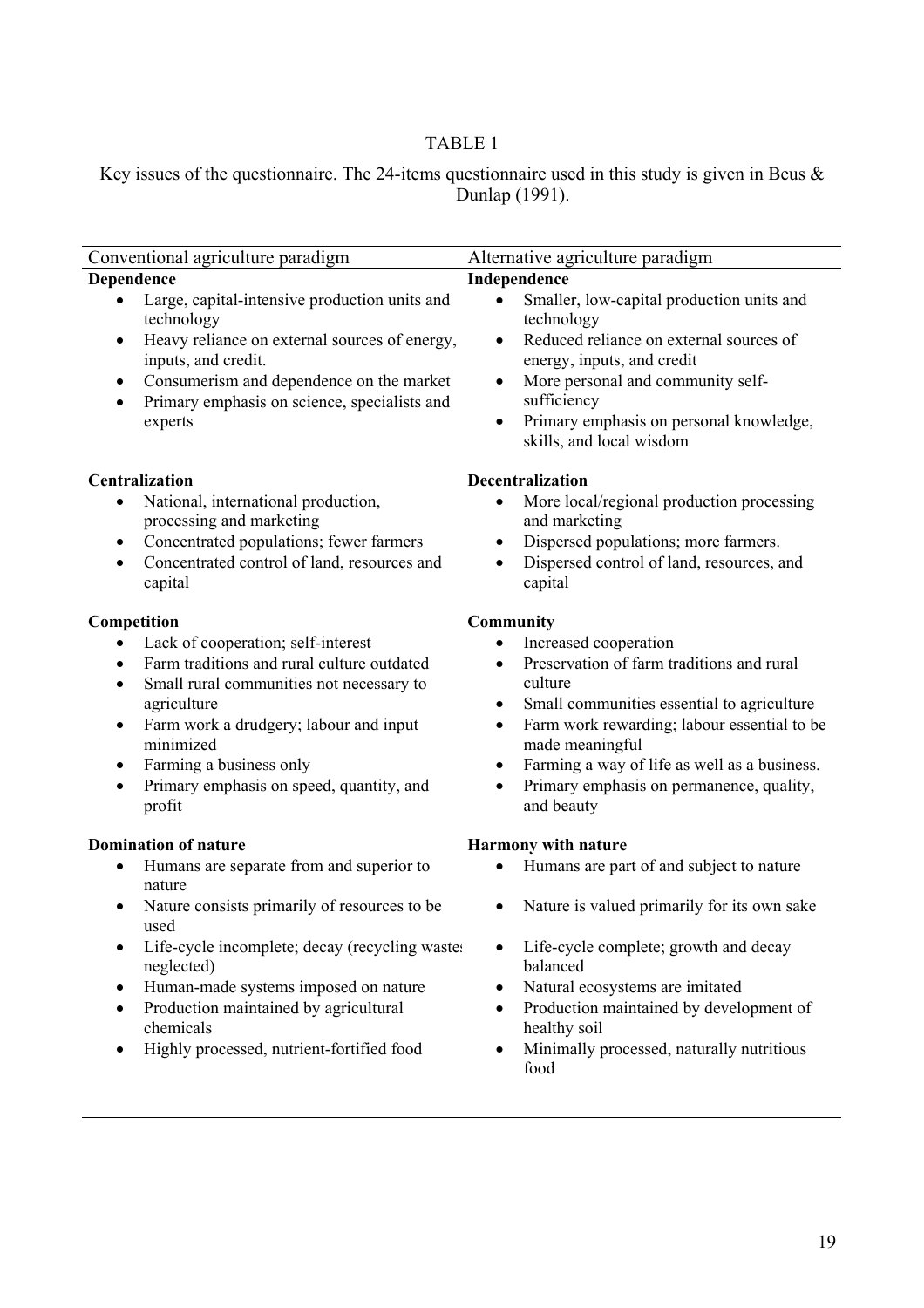TABLE 1

Key issues of the questionnaire. The 24-items questionnaire used in this study is given in Beus & Dunlap (1991).

| Conventional agriculture paradigm | Alternative agriculture paradigm |
|---|---|
| **Dependence** | **Independence** |
| • Large, capital-intensive production units and technology | • Smaller, low-capital production units and technology |
| • Heavy reliance on external sources of energy, inputs, and credit. | • Reduced reliance on external sources of energy, inputs, and credit |
| • Consumerism and dependence on the market | • More personal and community self-sufficiency |
| • Primary emphasis on science, specialists and experts | • Primary emphasis on personal knowledge, skills, and local wisdom |
| **Centralization** | **Decentralization** |
| • National, international production, processing and marketing | • More local/regional production processing and marketing |
| • Concentrated populations; fewer farmers | • Dispersed populations; more farmers. |
| • Concentrated control of land, resources and capital | • Dispersed control of land, resources, and capital |
| **Competition** | **Community** |
| • Lack of cooperation; self-interest | • Increased cooperation |
| • Farm traditions and rural culture outdated | • Preservation of farm traditions and rural culture |
| • Small rural communities not necessary to agriculture | • Small communities essential to agriculture |
| • Farm work a drudgery; labour and input minimized | • Farm work rewarding; labour essential to be made meaningful |
| • Farming a business only | • Farming a way of life as well as a business. |
| • Primary emphasis on speed, quantity, and profit | • Primary emphasis on permanence, quality, and beauty |
| **Domination of nature** | **Harmony with nature** |
| • Humans are separate from and superior to nature | • Humans are part of and subject to nature |
| • Nature consists primarily of resources to be used | • Nature is valued primarily for its own sake |
| • Life-cycle incomplete; decay (recycling wastes neglected) | • Life-cycle complete; growth and decay balanced |
| • Human-made systems imposed on nature | • Natural ecosystems are imitated |
| • Production maintained by agricultural chemicals | • Production maintained by development of healthy soil |
| • Highly processed, nutrient-fortified food | • Minimally processed, naturally nutritious food |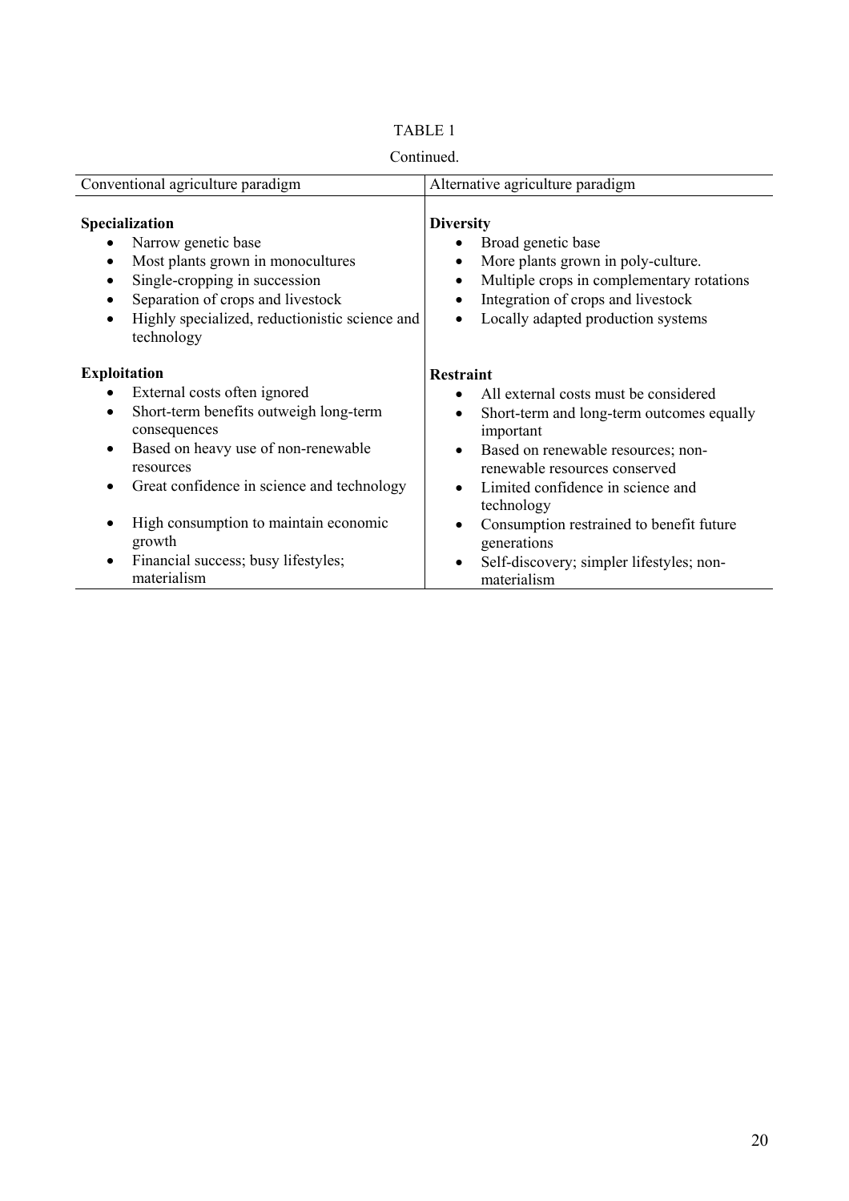TABLE 1

Continued.

| Conventional agriculture paradigm | Alternative agriculture paradigm |
|---|---|
| **Specialization** | **Diversity** |
| • Narrow genetic base | • Broad genetic base |
| • Most plants grown in monocultures | • More plants grown in poly-culture. |
| • Single-cropping in succession | • Multiple crops in complementary rotations |
| • Separation of crops and livestock | • Integration of crops and livestock |
| • Highly specialized, reductionistic science and technology | • Locally adapted production systems |
| **Exploitation** | **Restraint** |
| • External costs often ignored | • All external costs must be considered |
| • Short-term benefits outweigh long-term consequences | • Short-term and long-term outcomes equally important |
| • Based on heavy use of non-renewable resources | • Based on renewable resources; non-renewable resources conserved |
| • Great confidence in science and technology | • Limited confidence in science and technology |
| • High consumption to maintain economic growth | • Consumption restrained to benefit future generations |
| • Financial success; busy lifestyles; materialism | • Self-discovery; simpler lifestyles; non-materialism |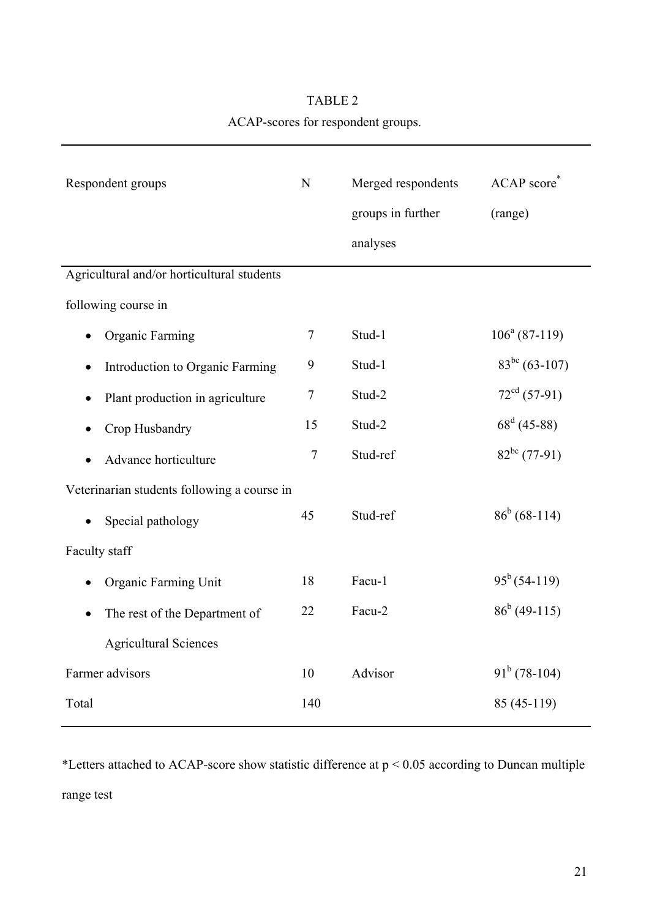TABLE 2

ACAP-scores for respondent groups.

| Respondent groups | N | Merged respondents groups in further analyses | ACAP score* (range) |
|---|---|---|---|
| Agricultural and/or horticultural students following course in | | | |
| • Organic Farming | 7 | Stud-1 | $106^{a}$ (87-119) |
| • Introduction to Organic Farming | 9 | Stud-1 | $83^{bc}$ (63-107) |
| • Plant production in agriculture | 7 | Stud-2 | $72^{cd}$ (57-91) |
| • Crop Husbandry | 15 | Stud-2 | $68^{d}$ (45-88) |
| • Advance horticulture | 7 | Stud-ref | $82^{bc}$ (77-91) |
| Veterinarian students following a course in | | | |
| • Special pathology | 45 | Stud-ref | $86^{b}$ (68-114) |
| Faculty staff | | | |
| • Organic Farming Unit | 18 | Facu-1 | $95^{b}$ (54-119) |
| • The rest of the Department of Agricultural Sciences | 22 | Facu-2 | $86^{b}$ (49-115) |
| Farmer advisors | 10 | Advisor | $91^{b}$ (78-104) |
| Total | 140 | | 85 (45-119) |

*Letters attached to ACAP-score show statistic difference at $p < 0.05$ according to Duncan multiple range test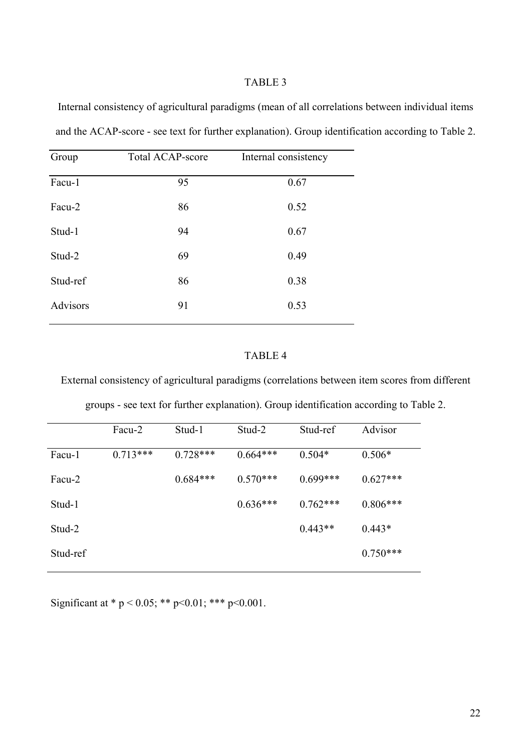TABLE 3

Internal consistency of agricultural paradigms (mean of all correlations between individual items and the ACAP-score - see text for further explanation). Group identification according to Table 2.

| Group | Total ACAP-score | Internal consistency |
|---|---|---|
| Facu-1 | 95 | 0.67 |
| Facu-2 | 86 | 0.52 |
| Stud-1 | 94 | 0.67 |
| Stud-2 | 69 | 0.49 |
| Stud-ref | 86 | 0.38 |
| Advisors | 91 | 0.53 |

TABLE 4

External consistency of agricultural paradigms (correlations between item scores from different groups - see text for further explanation). Group identification according to Table 2.

| | Facu-2 | Stud-1 | Stud-2 | Stud-ref | Advisor |
|---|---|---|---|---|---|
| Facu-1 | 0.713*** | 0.728*** | 0.664*** | 0.504* | 0.506* |
| Facu-2 | | 0.684*** | 0.570*** | 0.699*** | 0.627*** |
| Stud-1 | | | 0.636*** | 0.762*** | 0.806*** |
| Stud-2 | | | | 0.443** | 0.443* |
| Stud-ref | | | | | 0.750*** |

Significant at * $p < 0.05$; ** $p<0.01$; *** $p<0.001$.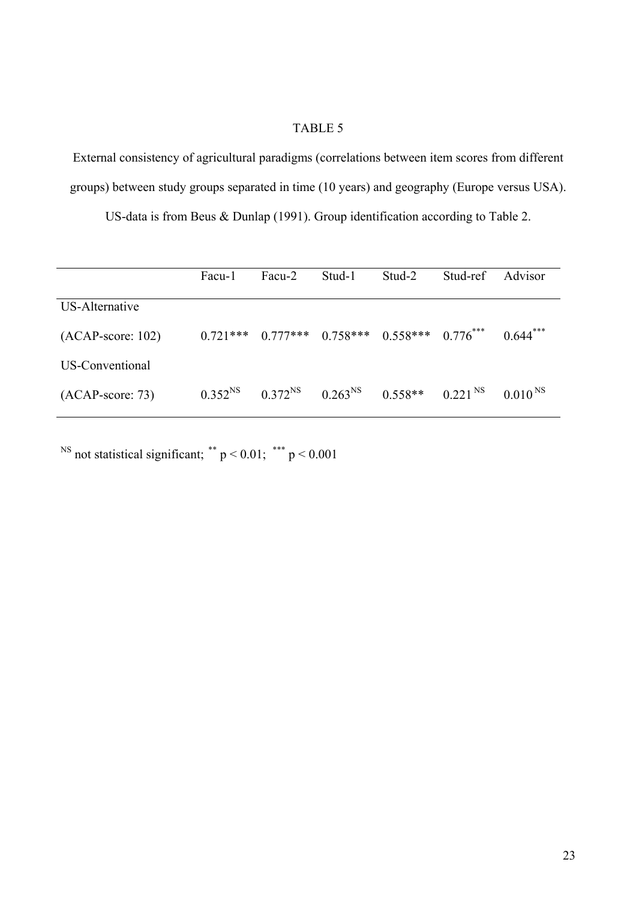TABLE 5

External consistency of agricultural paradigms (correlations between item scores from different groups) between study groups separated in time (10 years) and geography (Europe versus USA). US-data is from Beus & Dunlap (1991). Group identification according to Table 2.

| | Facu-1 | Facu-2 | Stud-1 | Stud-2 | Stud-ref | Advisor |
|---|---|---|---|---|---|---|
| US-Alternative (ACAP-score: 102) | 0.721*** | 0.777*** | 0.758*** | 0.558*** | 0.776*** | 0.644*** |
| US-Conventional (ACAP-score: 73) | 0.352 NS | 0.372 NS | 0.263 NS | 0.558** | 0.221 NS | 0.010 NS |

NS not statistical significant; ** $p < 0.01$; *** $p < 0.001$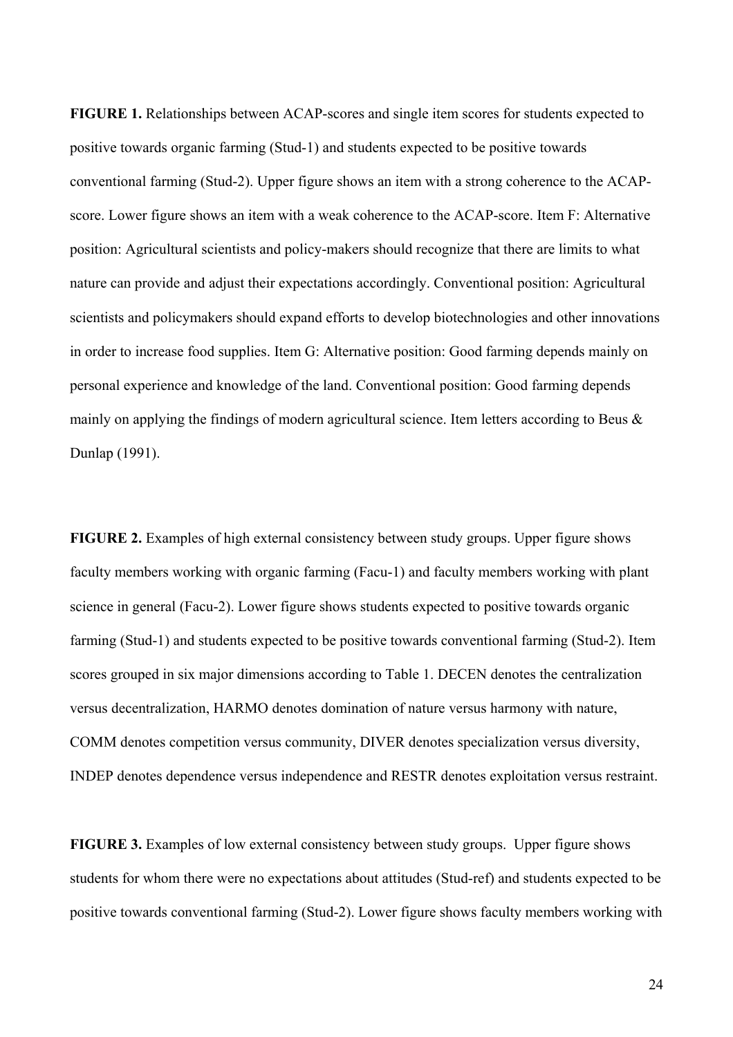**FIGURE 1.** Relationships between ACAP-scores and single item scores for students expected to positive towards organic farming (Stud-1) and students expected to be positive towards conventional farming (Stud-2). Upper figure shows an item with a strong coherence to the ACAP-score. Lower figure shows an item with a weak coherence to the ACAP-score. Item F: Alternative position: Agricultural scientists and policy-makers should recognize that there are limits to what nature can provide and adjust their expectations accordingly. Conventional position: Agricultural scientists and policymakers should expand efforts to develop biotechnologies and other innovations in order to increase food supplies. Item G: Alternative position: Good farming depends mainly on personal experience and knowledge of the land. Conventional position: Good farming depends mainly on applying the findings of modern agricultural science. Item letters according to Beus & Dunlap (1991).

**FIGURE 2.** Examples of high external consistency between study groups. Upper figure shows faculty members working with organic farming (Facu-1) and faculty members working with plant science in general (Facu-2). Lower figure shows students expected to positive towards organic farming (Stud-1) and students expected to be positive towards conventional farming (Stud-2). Item scores grouped in six major dimensions according to Table 1. DECEN denotes the centralization versus decentralization, HARMO denotes domination of nature versus harmony with nature, COMM denotes competition versus community, DIVER denotes specialization versus diversity, INDEP denotes dependence versus independence and RESTR denotes exploitation versus restraint.

**FIGURE 3.** Examples of low external consistency between study groups. Upper figure shows students for whom there were no expectations about attitudes (Stud-ref) and students expected to be positive towards conventional farming (Stud-2). Lower figure shows faculty members working with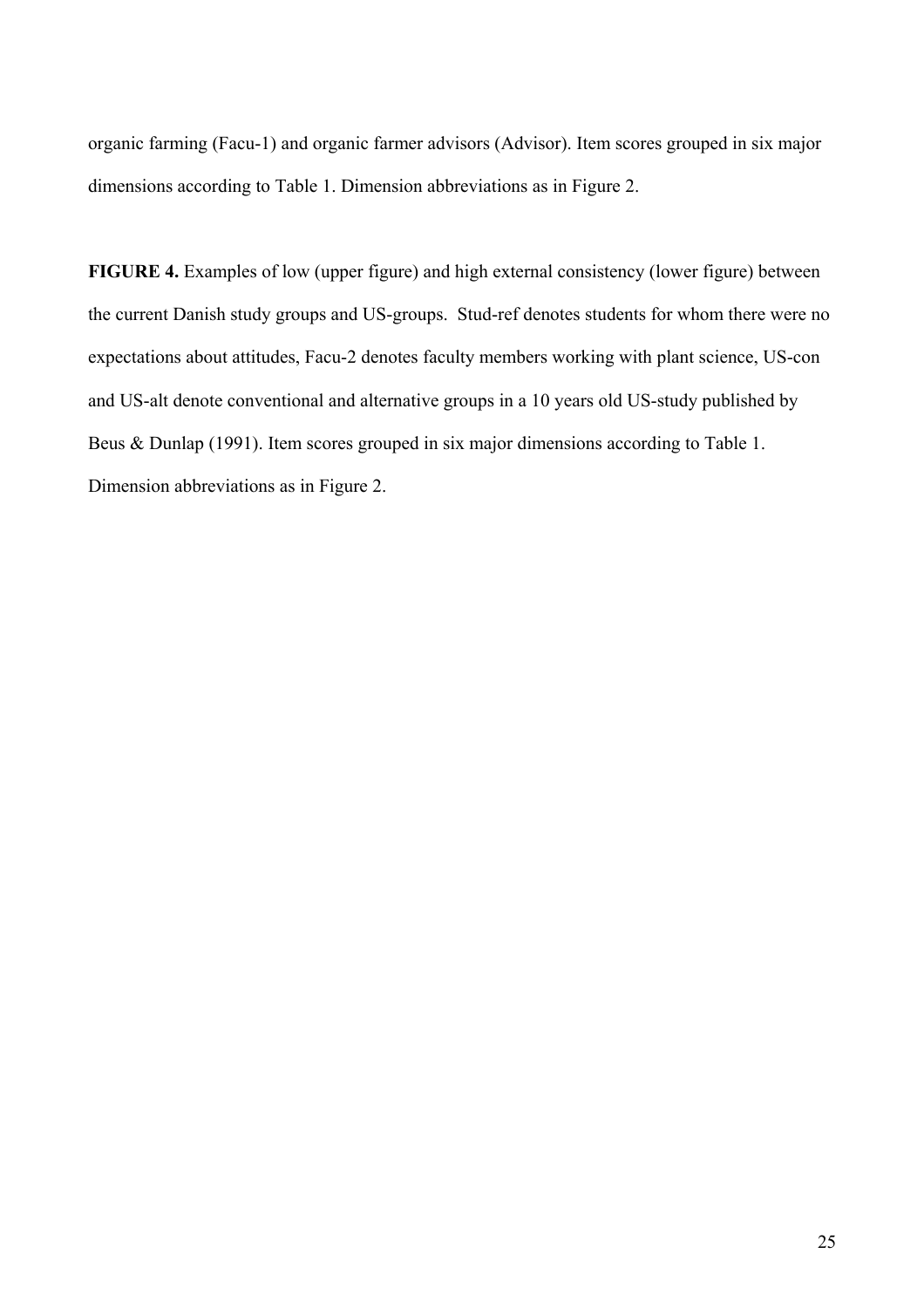organic farming (Facu-1) and organic farmer advisors (Advisor). Item scores grouped in six major dimensions according to Table 1. Dimension abbreviations as in Figure 2.

**FIGURE 4.** Examples of low (upper figure) and high external consistency (lower figure) between the current Danish study groups and US-groups. Stud-ref denotes students for whom there were no expectations about attitudes, Facu-2 denotes faculty members working with plant science, US-con and US-alt denote conventional and alternative groups in a 10 years old US-study published by Beus & Dunlap (1991). Item scores grouped in six major dimensions according to Table 1. Dimension abbreviations as in Figure 2.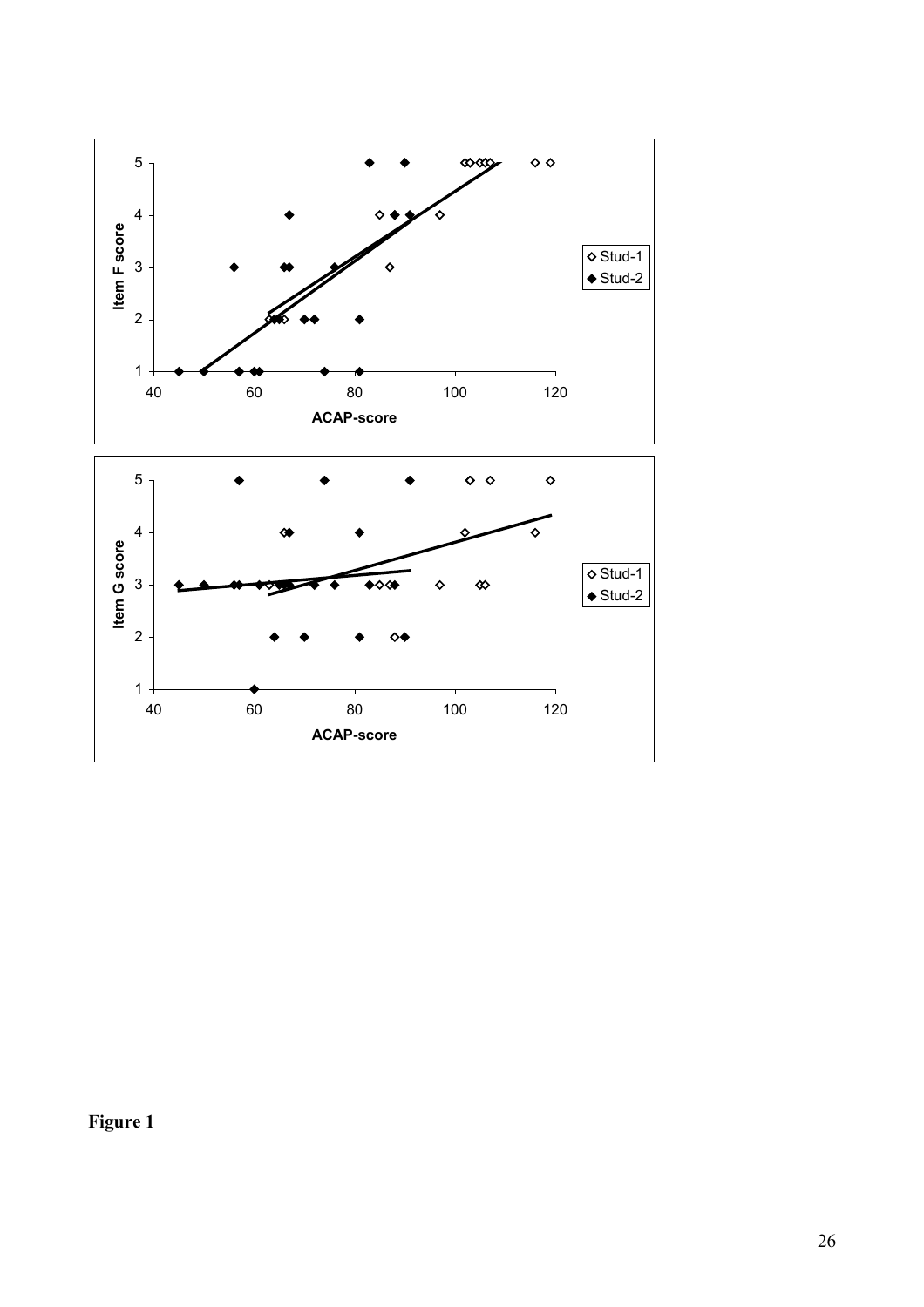Figure 1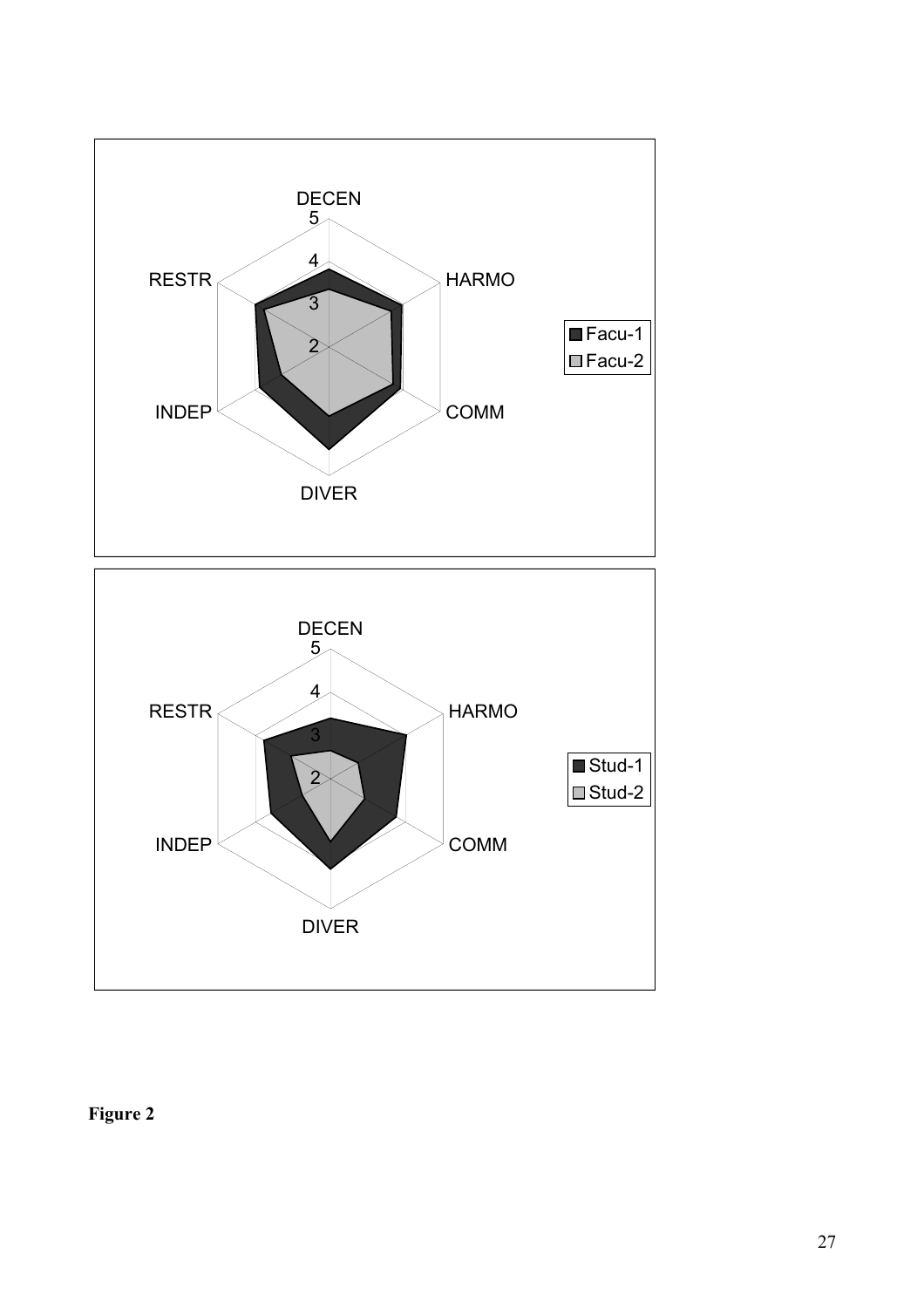**Figure 2**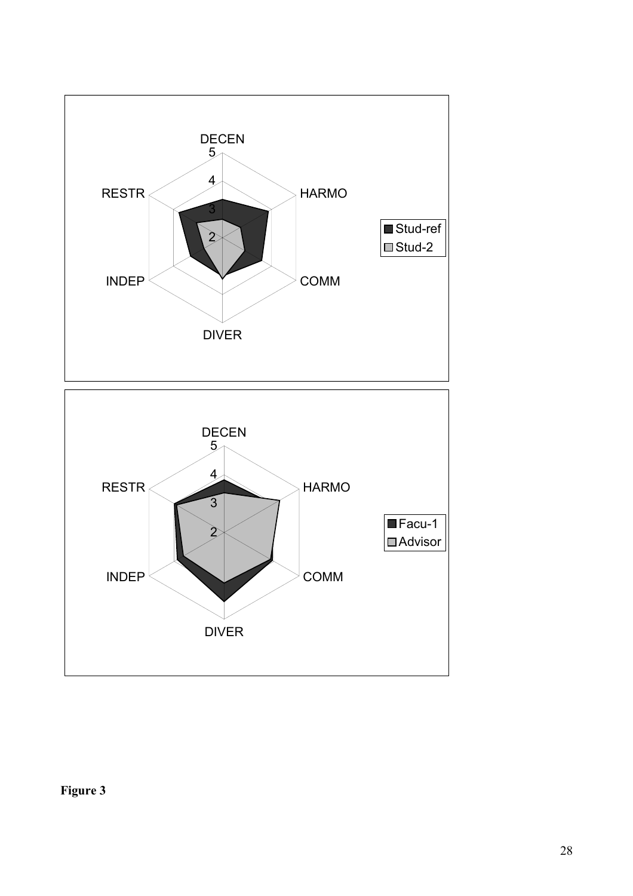DECEN
5
4
3
2
RESTR HARMO
INDEP COMM
DIVER

■ Stud-ref
□ Stud-2

DECEN
5
4
3
2
RESTR HARMO
INDEP COMM
DIVER

■ Facu-1
□ Advisor

**Figure 3**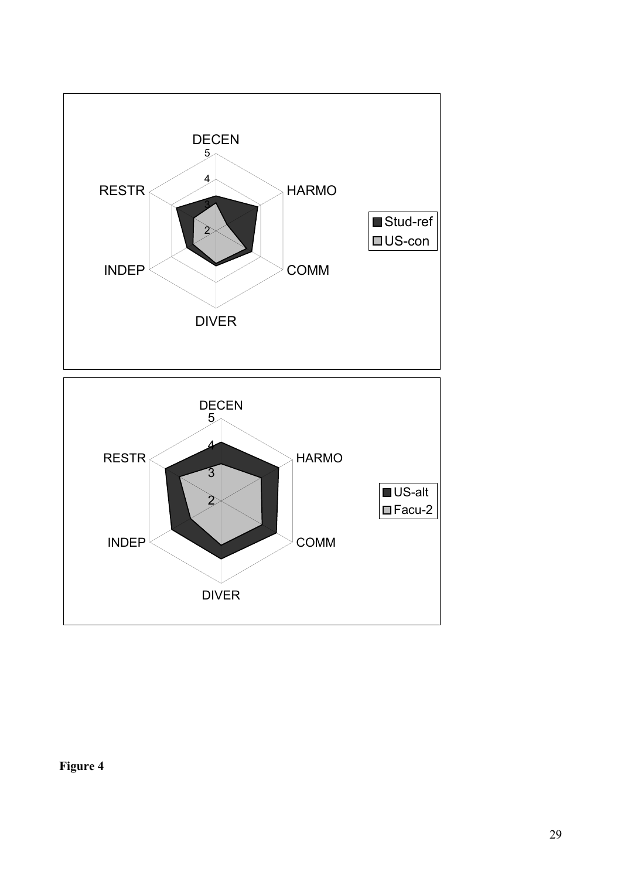DECEN
5
4
3
2
HARMO
COMM
DIVER
INDEP
RESTR
Stud-ref
US-con

DECEN
5
4
3
2
HARMO
COMM
DIVER
INDEP
RESTR
US-alt
Facu-2

**Figure 4**